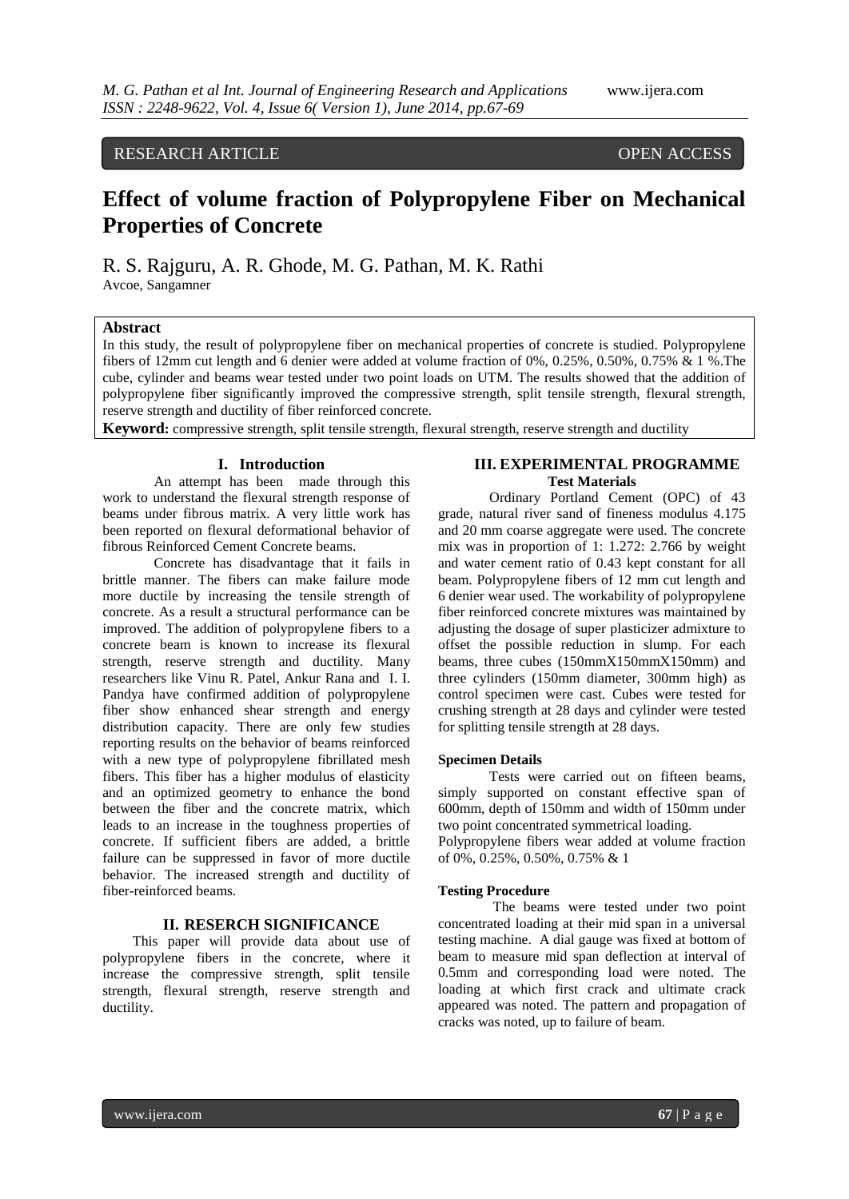RESEARCH ARTICLE OPEN ACCESS

# Effect of volume fraction of Polypropylene Fiber on Mechanical Properties of Concrete

R. S. Rajguru, A. R. Ghode, M. G. Pathan, M. K. Rathi

Avcoe, Sangamner

## Abstract

In this study, the result of polypropylene fiber on mechanical properties of concrete is studied. Polypropylene fibers of 12mm cut length and 6 denier were added at volume fraction of 0%, 0.25%, 0.50%, 0.75% & 1 %.The cube, cylinder and beams wear tested under two point loads on UTM. The results showed that the addition of polypropylene fiber significantly improved the compressive strength, split tensile strength, flexural strength, reserve strength and ductility of fiber reinforced concrete.

**Keyword:** compressive strength, split tensile strength, flexural strength, reserve strength and ductility

## I. Introduction

An attempt has been made through this work to understand the flexural strength response of beams under fibrous matrix. A very little work has been reported on flexural deformational behavior of fibrous Reinforced Cement Concrete beams.

Concrete has disadvantage that it fails in brittle manner. The fibers can make failure mode more ductile by increasing the tensile strength of concrete. As a result a structural performance can be improved. The addition of polypropylene fibers to a concrete beam is known to increase its flexural strength, reserve strength and ductility. Many researchers like Vinu R. Patel, Ankur Rana and I. I. Pandya have confirmed addition of polypropylene fiber show enhanced shear strength and energy distribution capacity. There are only few studies reporting results on the behavior of beams reinforced with a new type of polypropylene fibrillated mesh fibers. This fiber has a higher modulus of elasticity and an optimized geometry to enhance the bond between the fiber and the concrete matrix, which leads to an increase in the toughness properties of concrete. If sufficient fibers are added, a brittle failure can be suppressed in favor of more ductile behavior. The increased strength and ductility of fiber-reinforced beams.

## II. RESERCH SIGNIFICANCE

This paper will provide data about use of polypropylene fibers in the concrete, where it increase the compressive strength, split tensile strength, flexural strength, reserve strength and ductility.

## III. EXPERIMENTAL PROGRAMME

### Test Materials

Ordinary Portland Cement (OPC) of 43 grade, natural river sand of fineness modulus 4.175 and 20 mm coarse aggregate were used. The concrete mix was in proportion of 1: 1.272: 2.766 by weight and water cement ratio of 0.43 kept constant for all beam. Polypropylene fibers of 12 mm cut length and 6 denier wear used. The workability of polypropylene fiber reinforced concrete mixtures was maintained by adjusting the dosage of super plasticizer admixture to offset the possible reduction in slump. For each beams, three cubes (150mmX150mmX150mm) and three cylinders (150mm diameter, 300mm high) as control specimen were cast. Cubes were tested for crushing strength at 28 days and cylinder were tested for splitting tensile strength at 28 days.

### Specimen Details

Tests were carried out on fifteen beams, simply supported on constant effective span of 600mm, depth of 150mm and width of 150mm under two point concentrated symmetrical loading.

Polypropylene fibers wear added at volume fraction of 0%, 0.25%, 0.50%, 0.75% & 1

### Testing Procedure

The beams were tested under two point concentrated loading at their mid span in a universal testing machine. A dial gauge was fixed at bottom of beam to measure mid span deflection at interval of 0.5mm and corresponding load were noted. The loading at which first crack and ultimate crack appeared was noted. The pattern and propagation of cracks was noted, up to failure of beam.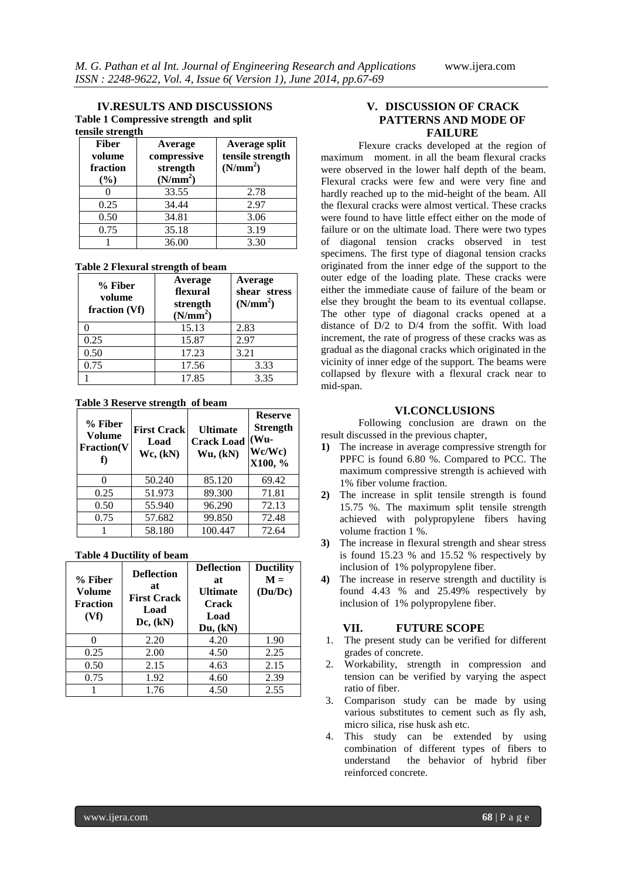## IV.RESULTS AND DISCUSSIONS

**Table 1 Compressive strength and split tensile strength**

| Fiber volume fraction (%) | Average compressive strength (N/mm$^2$) | Average split tensile strength (N/mm$^2$) |
|---|---|---|
| 0 | 33.55 | 2.78 |
| 0.25 | 34.44 | 2.97 |
| 0.50 | 34.81 | 3.06 |
| 0.75 | 35.18 | 3.19 |
| 1 | 36.00 | 3.30 |

**Table 2 Flexural strength of beam**

| % Fiber volume fraction (Vf) | Average flexural strength (N/mm$^2$) | Average shear stress (N/mm$^2$) |
|---|---|---|
| 0 | 15.13 | 2.83 |
| 0.25 | 15.87 | 2.97 |
| 0.50 | 17.23 | 3.21 |
| 0.75 | 17.56 | 3.33 |
| 1 | 17.85 | 3.35 |

**Table 3 Reserve strength of beam**

| % Fiber Volume Fraction(Vf) | First Crack Load Wc, (kN) | Ultimate Crack Load Wu, (kN) | Reserve Strength (Wu-Wc/Wc) X100, % |
|---|---|---|---|
| 0 | 50.240 | 85.120 | 69.42 |
| 0.25 | 51.973 | 89.300 | 71.81 |
| 0.50 | 55.940 | 96.290 | 72.13 |
| 0.75 | 57.682 | 99.850 | 72.48 |
| 1 | 58.180 | 100.447 | 72.64 |

**Table 4 Ductility of beam**

| % Fiber Volume Fraction (Vf) | Deflection at First Crack Load Dc, (kN) | Deflection at Ultimate Crack Load Du, (kN) | Ductility M = (Du/Dc) |
|---|---|---|---|
| 0 | 2.20 | 4.20 | 1.90 |
| 0.25 | 2.00 | 4.50 | 2.25 |
| 0.50 | 2.15 | 4.63 | 2.15 |
| 0.75 | 1.92 | 4.60 | 2.39 |
| 1 | 1.76 | 4.50 | 2.55 |

## V. DISCUSSION OF CRACK PATTERNS AND MODE OF FAILURE

Flexure cracks developed at the region of maximum moment. in all the beam flexural cracks were observed in the lower half depth of the beam. Flexural cracks were few and were very fine and hardly reached up to the mid-height of the beam. All the flexural cracks were almost vertical. These cracks were found to have little effect either on the mode of failure or on the ultimate load. There were two types of diagonal tension cracks observed in test specimens. The first type of diagonal tension cracks originated from the inner edge of the support to the outer edge of the loading plate. These cracks were either the immediate cause of failure of the beam or else they brought the beam to its eventual collapse. The other type of diagonal cracks opened at a distance of D/2 to D/4 from the soffit. With load increment, the rate of progress of these cracks was as gradual as the diagonal cracks which originated in the vicinity of inner edge of the support. The beams were collapsed by flexure with a flexural crack near to mid-span.

## VI.CONCLUSIONS

Following conclusion are drawn on the result discussed in the previous chapter,

1) The increase in average compressive strength for PPFC is found 6.80 %. Compared to PCC. The maximum compressive strength is achieved with 1% fiber volume fraction.
2) The increase in split tensile strength is found 15.75 %. The maximum split tensile strength achieved with polypropylene fibers having volume fraction 1 %.
3) The increase in flexural strength and shear stress is found 15.23 % and 15.52 % respectively by inclusion of 1% polypropylene fiber.
4) The increase in reserve strength and ductility is found 4.43 % and 25.49% respectively by inclusion of 1% polypropylene fiber.

## VII. FUTURE SCOPE

1. The present study can be verified for different grades of concrete.
2. Workability, strength in compression and tension can be verified by varying the aspect ratio of fiber.
3. Comparison study can be made by using various substitutes to cement such as fly ash, micro silica, rise husk ash etc.
4. This study can be extended by using combination of different types of fibers to understand the behavior of hybrid fiber reinforced concrete.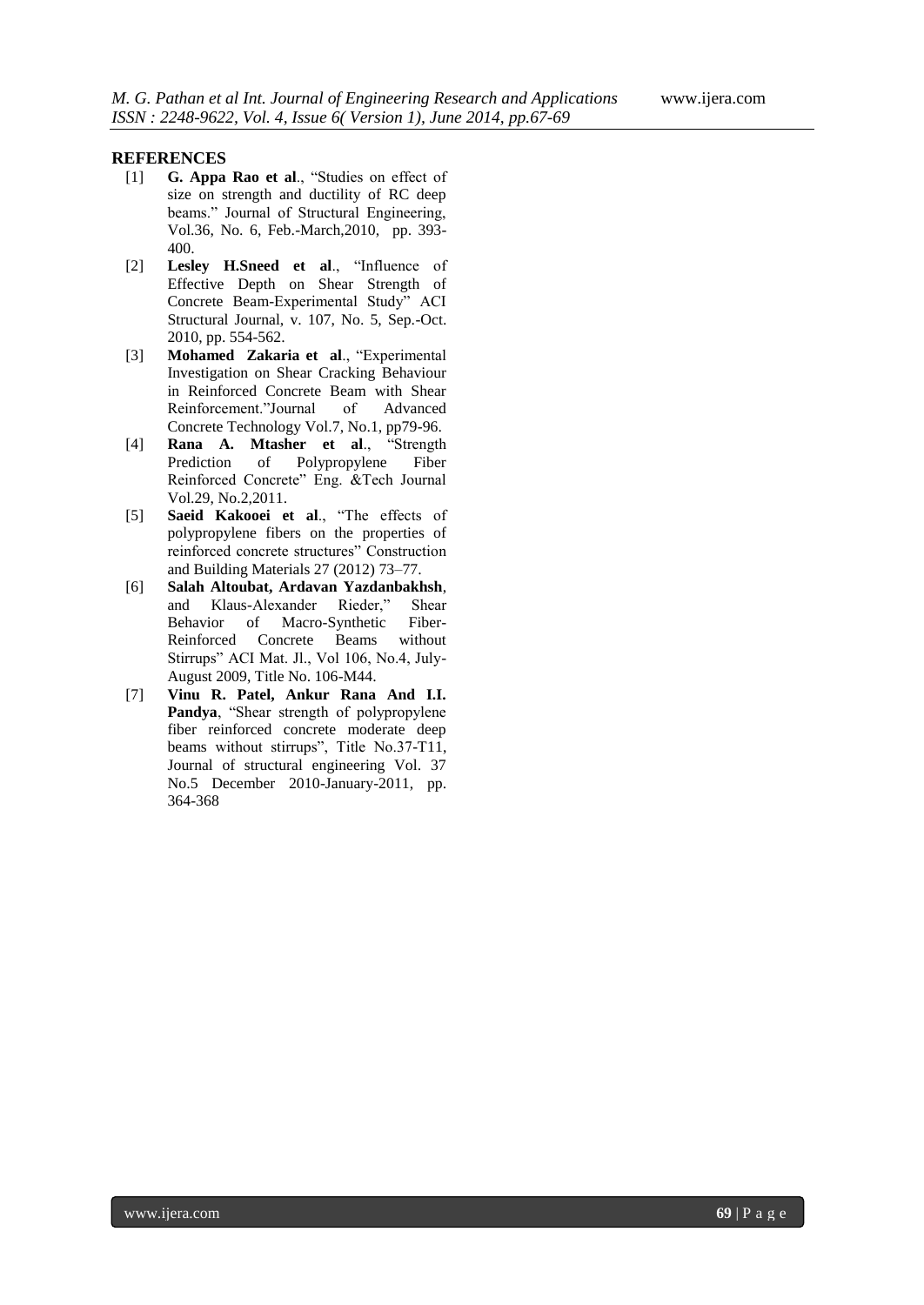## REFERENCES

[1] **G. Appa Rao et al**., "Studies on effect of size on strength and ductility of RC deep beams." Journal of Structural Engineering, Vol.36, No. 6, Feb.-March,2010, pp. 393-400.

[2] **Lesley H.Sneed et al**., "Influence of Effective Depth on Shear Strength of Concrete Beam-Experimental Study" ACI Structural Journal, v. 107, No. 5, Sep.-Oct. 2010, pp. 554-562.

[3] **Mohamed Zakaria et al**., "Experimental Investigation on Shear Cracking Behaviour in Reinforced Concrete Beam with Shear Reinforcement."Journal of Advanced Concrete Technology Vol.7, No.1, pp79-96.

[4] **Rana A. Mtasher et al**., "Strength Prediction of Polypropylene Fiber Reinforced Concrete" Eng. &Tech Journal Vol.29, No.2,2011.

[5] **Saeid Kakooei et al**., "The effects of polypropylene fibers on the properties of reinforced concrete structures" Construction and Building Materials 27 (2012) 73–77.

[6] **Salah Altoubat, Ardavan Yazdanbakhsh**, and Klaus-Alexander Rieder," Shear Behavior of Macro-Synthetic Fiber-Reinforced Concrete Beams without Stirrups" ACI Mat. Jl., Vol 106, No.4, July-August 2009, Title No. 106-M44.

[7] **Vinu R. Patel, Ankur Rana And I.I. Pandya**, "Shear strength of polypropylene fiber reinforced concrete moderate deep beams without stirrups", Title No.37-T11, Journal of structural engineering Vol. 37 No.5 December 2010-January-2011, pp. 364-368